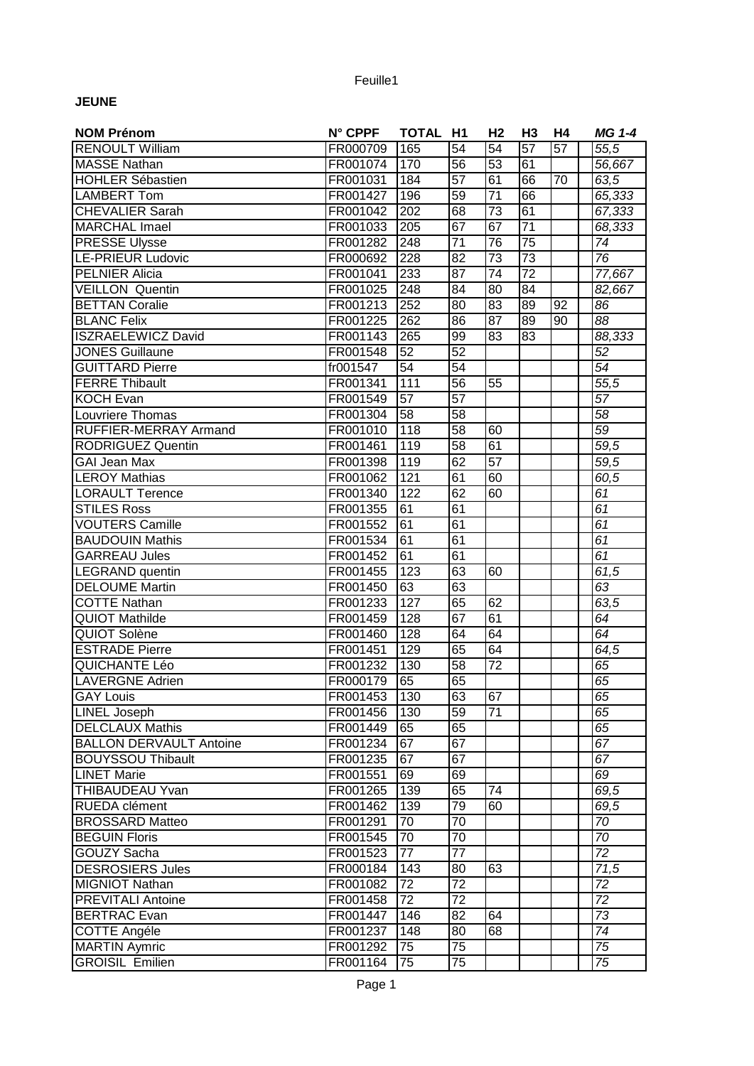**JEUNE**

| NOM Prénom | N° CPPF | TOTAL | H1 | H2 | H3 | H4 | | *MG 1-4* |
|---|---|---|---|---|---|---|---|---|
| RENOULT William | FR000709 | 165 | 54 | 54 | 57 | 57 | | *55,5* |
| MASSE Nathan | FR001074 | 170 | 56 | 53 | 61 | | | *56,667* |
| HOHLER Sébastien | FR001031 | 184 | 57 | 61 | 66 | 70 | | *63,5* |
| LAMBERT Tom | FR001427 | 196 | 59 | 71 | 66 | | | *65,333* |
| CHEVALIER Sarah | FR001042 | 202 | 68 | 73 | 61 | | | *67,333* |
| MARCHAL Imael | FR001033 | 205 | 67 | 67 | 71 | | | *68,333* |
| PRESSE Ulysse | FR001282 | 248 | 71 | 76 | 75 | | | *74* |
| LE-PRIEUR Ludovic | FR000692 | 228 | 82 | 73 | 73 | | | *76* |
| PELNIER Alicia | FR001041 | 233 | 87 | 74 | 72 | | | *77,667* |
| VEILLON Quentin | FR001025 | 248 | 84 | 80 | 84 | | | *82,667* |
| BETTAN Coralie | FR001213 | 252 | 80 | 83 | 89 | 92 | | *86* |
| BLANC Felix | FR001225 | 262 | 86 | 87 | 89 | 90 | | *88* |
| ISZRAELEWICZ David | FR001143 | 265 | 99 | 83 | 83 | | | *88,333* |
| JONES Guillaune | FR001548 | 52 | 52 | | | | | *52* |
| GUITTARD Pierre | fr001547 | 54 | 54 | | | | | *54* |
| FERRE Thibault | FR001341 | 111 | 56 | 55 | | | | *55,5* |
| KOCH Evan | FR001549 | 57 | 57 | | | | | *57* |
| Louvriere Thomas | FR001304 | 58 | 58 | | | | | *58* |
| RUFFIER-MERRAY Armand | FR001010 | 118 | 58 | 60 | | | | *59* |
| RODRIGUEZ Quentin | FR001461 | 119 | 58 | 61 | | | | *59,5* |
| GAI Jean Max | FR001398 | 119 | 62 | 57 | | | | *59,5* |
| LEROY Mathias | FR001062 | 121 | 61 | 60 | | | | *60,5* |
| LORAULT Terence | FR001340 | 122 | 62 | 60 | | | | *61* |
| STILES Ross | FR001355 | 61 | 61 | | | | | *61* |
| VOUTERS Camille | FR001552 | 61 | 61 | | | | | *61* |
| BAUDOUIN Mathis | FR001534 | 61 | 61 | | | | | *61* |
| GARREAU Jules | FR001452 | 61 | 61 | | | | | *61* |
| LEGRAND quentin | FR001455 | 123 | 63 | 60 | | | | *61,5* |
| DELOUME Martin | FR001450 | 63 | 63 | | | | | *63* |
| COTTE Nathan | FR001233 | 127 | 65 | 62 | | | | *63,5* |
| QUIOT Mathilde | FR001459 | 128 | 67 | 61 | | | | *64* |
| QUIOT Solène | FR001460 | 128 | 64 | 64 | | | | *64* |
| ESTRADE Pierre | FR001451 | 129 | 65 | 64 | | | | *64,5* |
| QUICHANTE Léo | FR001232 | 130 | 58 | 72 | | | | *65* |
| LAVERGNE Adrien | FR000179 | 65 | 65 | | | | | *65* |
| GAY Louis | FR001453 | 130 | 63 | 67 | | | | *65* |
| LINEL Joseph | FR001456 | 130 | 59 | 71 | | | | *65* |
| DELCLAUX Mathis | FR001449 | 65 | 65 | | | | | *65* |
| BALLON DERVAULT Antoine | FR001234 | 67 | 67 | | | | | *67* |
| BOUYSSOU Thibault | FR001235 | 67 | 67 | | | | | *67* |
| LINET Marie | FR001551 | 69 | 69 | | | | | *69* |
| THIBAUDEAU Yvan | FR001265 | 139 | 65 | 74 | | | | *69,5* |
| RUEDA clément | FR001462 | 139 | 79 | 60 | | | | *69,5* |
| BROSSARD Matteo | FR001291 | 70 | 70 | | | | | *70* |
| BEGUIN Floris | FR001545 | 70 | 70 | | | | | *70* |
| GOUZY Sacha | FR001523 | 77 | 77 | | | | | *72* |
| DESROSIERS Jules | FR000184 | 143 | 80 | 63 | | | | *71,5* |
| MIGNIOT Nathan | FR001082 | 72 | 72 | | | | | *72* |
| PREVITALI Antoine | FR001458 | 72 | 72 | | | | | *72* |
| BERTRAC Evan | FR001447 | 146 | 82 | 64 | | | | *73* |
| COTTE Angéle | FR001237 | 148 | 80 | 68 | | | | *74* |
| MARTIN Aymric | FR001292 | 75 | 75 | | | | | *75* |
| GROISIL Emilien | FR001164 | 75 | 75 | | | | | *75* |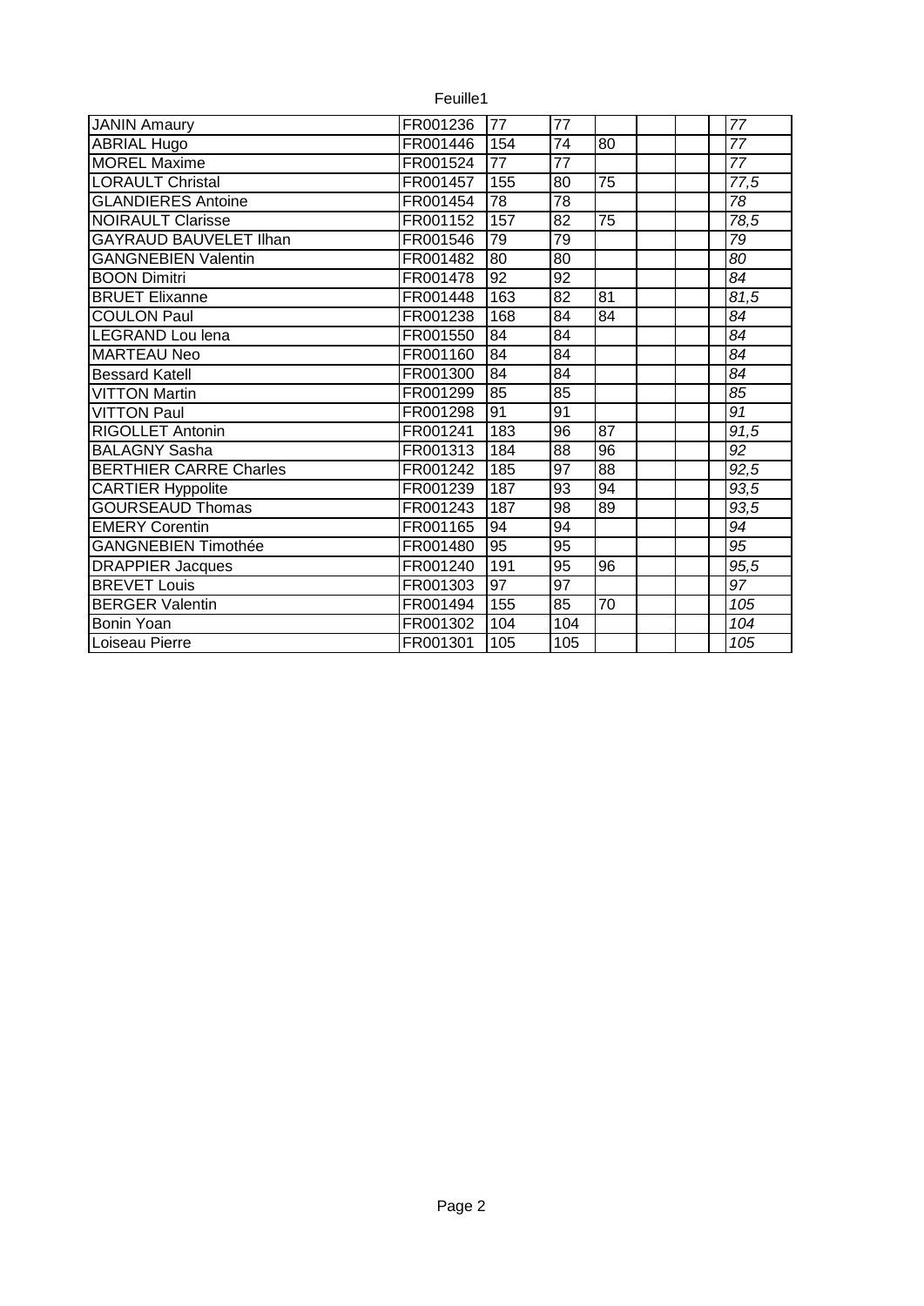| | | | | | | | | |
|---|---|---|---|---|---|---|---|---|
| JANIN Amaury | FR001236 | 77 | 77 | | | | | *77* |
| ABRIAL Hugo | FR001446 | 154 | 74 | 80 | | | | *77* |
| MOREL Maxime | FR001524 | 77 | 77 | | | | | *77* |
| LORAULT Christal | FR001457 | 155 | 80 | 75 | | | | *77,5* |
| GLANDIERES Antoine | FR001454 | 78 | 78 | | | | | *78* |
| NOIRAULT Clarisse | FR001152 | 157 | 82 | 75 | | | | *78,5* |
| GAYRAUD BAUVELET Ilhan | FR001546 | 79 | 79 | | | | | *79* |
| GANGNEBIEN Valentin | FR001482 | 80 | 80 | | | | | *80* |
| BOON Dimitri | FR001478 | 92 | 92 | | | | | *84* |
| BRUET Elixanne | FR001448 | 163 | 82 | 81 | | | | *81,5* |
| COULON Paul | FR001238 | 168 | 84 | 84 | | | | *84* |
| LEGRAND Lou lena | FR001550 | 84 | 84 | | | | | *84* |
| MARTEAU Neo | FR001160 | 84 | 84 | | | | | *84* |
| Bessard Katell | FR001300 | 84 | 84 | | | | | *84* |
| VITTON Martin | FR001299 | 85 | 85 | | | | | *85* |
| VITTON Paul | FR001298 | 91 | 91 | | | | | *91* |
| RIGOLLET Antonin | FR001241 | 183 | 96 | 87 | | | | *91,5* |
| BALAGNY Sasha | FR001313 | 184 | 88 | 96 | | | | *92* |
| BERTHIER CARRE Charles | FR001242 | 185 | 97 | 88 | | | | *92,5* |
| CARTIER Hyppolite | FR001239 | 187 | 93 | 94 | | | | *93,5* |
| GOURSEAUD Thomas | FR001243 | 187 | 98 | 89 | | | | *93,5* |
| EMERY Corentin | FR001165 | 94 | 94 | | | | | *94* |
| GANGNEBIEN Timothée | FR001480 | 95 | 95 | | | | | *95* |
| DRAPPIER Jacques | FR001240 | 191 | 95 | 96 | | | | *95,5* |
| BREVET Louis | FR001303 | 97 | 97 | | | | | *97* |
| BERGER Valentin | FR001494 | 155 | 85 | 70 | | | | *105* |
| Bonin Yoan | FR001302 | 104 | 104 | | | | | *104* |
| Loiseau Pierre | FR001301 | 105 | 105 | | | | | *105* |